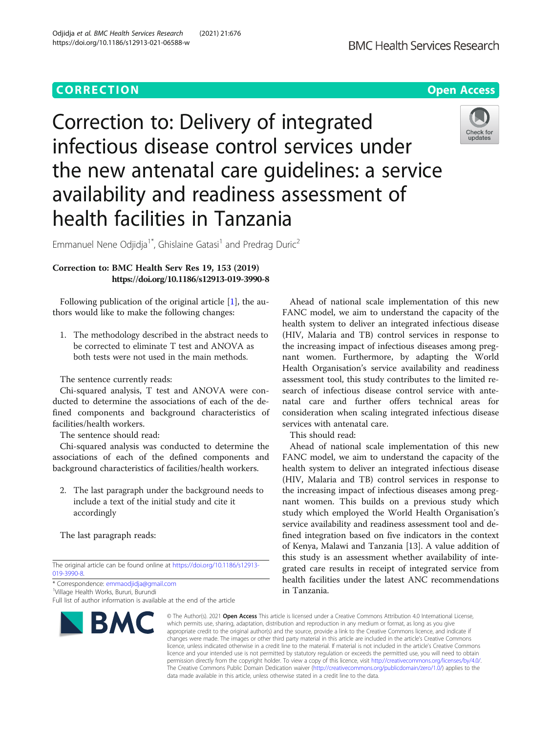CORRECTION

Open Access

# Correction to: Delivery of integrated infectious disease control services under the new antenatal care guidelines: a service availability and readiness assessment of health facilities in Tanzania

Emmanuel Nene Odjidja[1*], Ghislaine Gatasi[1] and Predrag Duric[2]

**Correction to: BMC Health Serv Res 19, 153 (2019)**
**https://doi.org/10.1186/s12913-019-3990-8**

Following publication of the original article [1], the authors would like to make the following changes:

1. The methodology described in the abstract needs to be corrected to eliminate T test and ANOVA as both tests were not used in the main methods.

The sentence currently reads:

Chi-squared analysis, T test and ANOVA were conducted to determine the associations of each of the defined components and background characteristics of facilities/health workers.

The sentence should read:

Chi-squared analysis was conducted to determine the associations of each of the defined components and background characteristics of facilities/health workers.

2. The last paragraph under the background needs to include a text of the initial study and cite it accordingly

The last paragraph reads:

Ahead of national scale implementation of this new FANC model, we aim to understand the capacity of the health system to deliver an integrated infectious disease (HIV, Malaria and TB) control services in response to the increasing impact of infectious diseases among pregnant women. Furthermore, by adapting the World Health Organisation's service availability and readiness assessment tool, this study contributes to the limited research of infectious disease control service with antenatal care and further offers technical areas for consideration when scaling integrated infectious disease services with antenatal care.

This should read:

Ahead of national scale implementation of this new FANC model, we aim to understand the capacity of the health system to deliver an integrated infectious disease (HIV, Malaria and TB) control services in response to the increasing impact of infectious diseases among pregnant women. This builds on a previous study which study which employed the World Health Organisation's service availability and readiness assessment tool and defined integration based on five indicators in the context of Kenya, Malawi and Tanzania [13]. A value addition of this study is an assessment whether availability of integrated care results in receipt of integrated service from health facilities under the latest ANC recommendations in Tanzania.

The original article can be found online at https://doi.org/10.1186/s12913-019-3990-8.

\* Correspondence: emmaodjidja@gmail.com

[1]Village Health Works, Bururi, Burundi

Full list of author information is available at the end of the article

© The Author(s). 2021 **Open Access** This article is licensed under a Creative Commons Attribution 4.0 International License, which permits use, sharing, adaptation, distribution and reproduction in any medium or format, as long as you give appropriate credit to the original author(s) and the source, provide a link to the Creative Commons licence, and indicate if changes were made. The images or other third party material in this article are included in the article's Creative Commons licence, unless indicated otherwise in a credit line to the material. If material is not included in the article's Creative Commons licence and your intended use is not permitted by statutory regulation or exceeds the permitted use, you will need to obtain permission directly from the copyright holder. To view a copy of this licence, visit http://creativecommons.org/licenses/by/4.0/. The Creative Commons Public Domain Dedication waiver (http://creativecommons.org/publicdomain/zero/1.0/) applies to the data made available in this article, unless otherwise stated in a credit line to the data.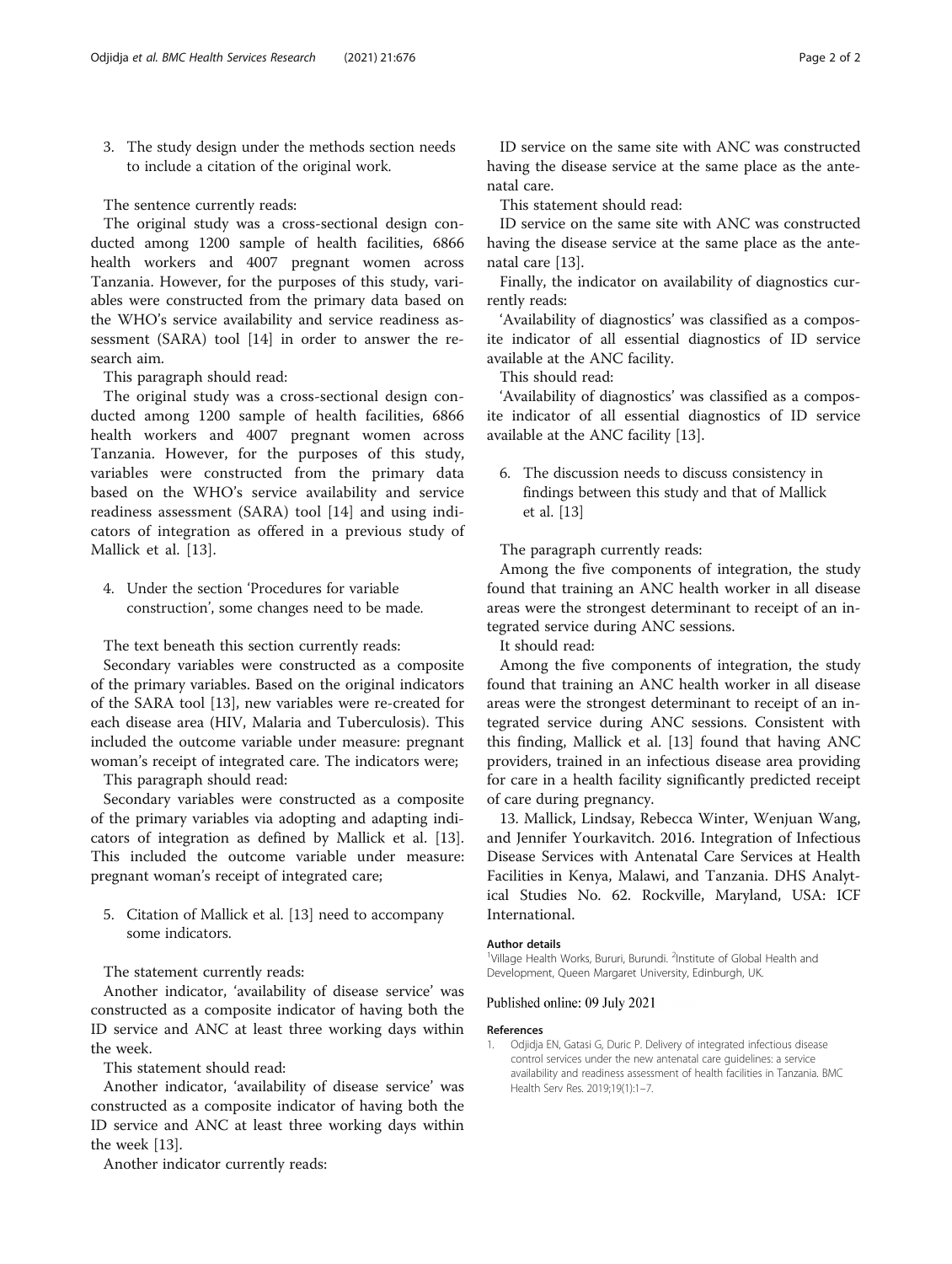3. The study design under the methods section needs to include a citation of the original work.

The sentence currently reads:

The original study was a cross-sectional design conducted among 1200 sample of health facilities, 6866 health workers and 4007 pregnant women across Tanzania. However, for the purposes of this study, variables were constructed from the primary data based on the WHO's service availability and service readiness assessment (SARA) tool [14] in order to answer the research aim.

This paragraph should read:

The original study was a cross-sectional design conducted among 1200 sample of health facilities, 6866 health workers and 4007 pregnant women across Tanzania. However, for the purposes of this study, variables were constructed from the primary data based on the WHO's service availability and service readiness assessment (SARA) tool [14] and using indicators of integration as offered in a previous study of Mallick et al. [13].

4. Under the section 'Procedures for variable construction', some changes need to be made.

The text beneath this section currently reads:

Secondary variables were constructed as a composite of the primary variables. Based on the original indicators of the SARA tool [13], new variables were re-created for each disease area (HIV, Malaria and Tuberculosis). This included the outcome variable under measure: pregnant woman's receipt of integrated care. The indicators were;

This paragraph should read:

Secondary variables were constructed as a composite of the primary variables via adopting and adapting indicators of integration as defined by Mallick et al. [13]. This included the outcome variable under measure: pregnant woman's receipt of integrated care;

5. Citation of Mallick et al. [13] need to accompany some indicators.

The statement currently reads:

Another indicator, 'availability of disease service' was constructed as a composite indicator of having both the ID service and ANC at least three working days within the week.

This statement should read:

Another indicator, 'availability of disease service' was constructed as a composite indicator of having both the ID service and ANC at least three working days within the week [13].

Another indicator currently reads:

ID service on the same site with ANC was constructed having the disease service at the same place as the antenatal care.

This statement should read:

ID service on the same site with ANC was constructed having the disease service at the same place as the antenatal care [13].

Finally, the indicator on availability of diagnostics currently reads:

'Availability of diagnostics' was classified as a composite indicator of all essential diagnostics of ID service available at the ANC facility.

This should read:

'Availability of diagnostics' was classified as a composite indicator of all essential diagnostics of ID service available at the ANC facility [13].

6. The discussion needs to discuss consistency in findings between this study and that of Mallick et al. [13]

The paragraph currently reads:

Among the five components of integration, the study found that training an ANC health worker in all disease areas were the strongest determinant to receipt of an integrated service during ANC sessions.

It should read:

Among the five components of integration, the study found that training an ANC health worker in all disease areas were the strongest determinant to receipt of an integrated service during ANC sessions. Consistent with this finding, Mallick et al. [13] found that having ANC providers, trained in an infectious disease area providing for care in a health facility significantly predicted receipt of care during pregnancy.

13. Mallick, Lindsay, Rebecca Winter, Wenjuan Wang, and Jennifer Yourkavitch. 2016. Integration of Infectious Disease Services with Antenatal Care Services at Health Facilities in Kenya, Malawi, and Tanzania. DHS Analytical Studies No. 62. Rockville, Maryland, USA: ICF International.

#### Author details

[1]Village Health Works, Bururi, Burundi. [2]Institute of Global Health and Development, Queen Margaret University, Edinburgh, UK.

Published online: 09 July 2021

#### References

1. Odjidja EN, Gatasi G, Duric P. Delivery of integrated infectious disease control services under the new antenatal care guidelines: a service availability and readiness assessment of health facilities in Tanzania. BMC Health Serv Res. 2019;19(1):1–7.